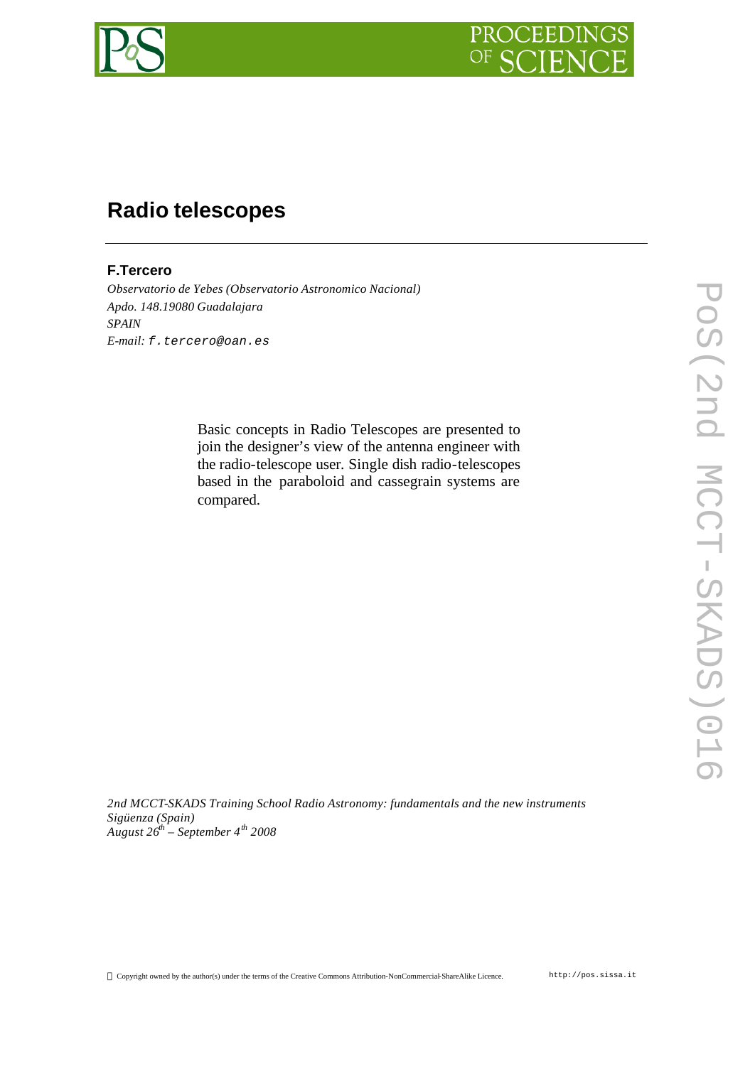# Radio telescopes

**F.Tercero**

*Observatorio de Yebes (Observatorio Astronomico Nacional)*
*Apdo. 148.19080 Guadalajara*
*SPAIN*
*E-mail:* `f.tercero@oan.es`

Basic concepts in Radio Telescopes are presented to join the designer's view of the antenna engineer with the radio-telescope user. Single dish radio-telescopes based in the paraboloid and cassegrain systems are compared.

*2nd MCCT-SKADS Training School Radio Astronomy: fundamentals and the new instruments*
*Sigüenza (Spain)*
*August 26th – September 4th 2008*

Copyright owned by the author(s) under the terms of the Creative Commons Attribution-NonCommercial-ShareAlike Licence.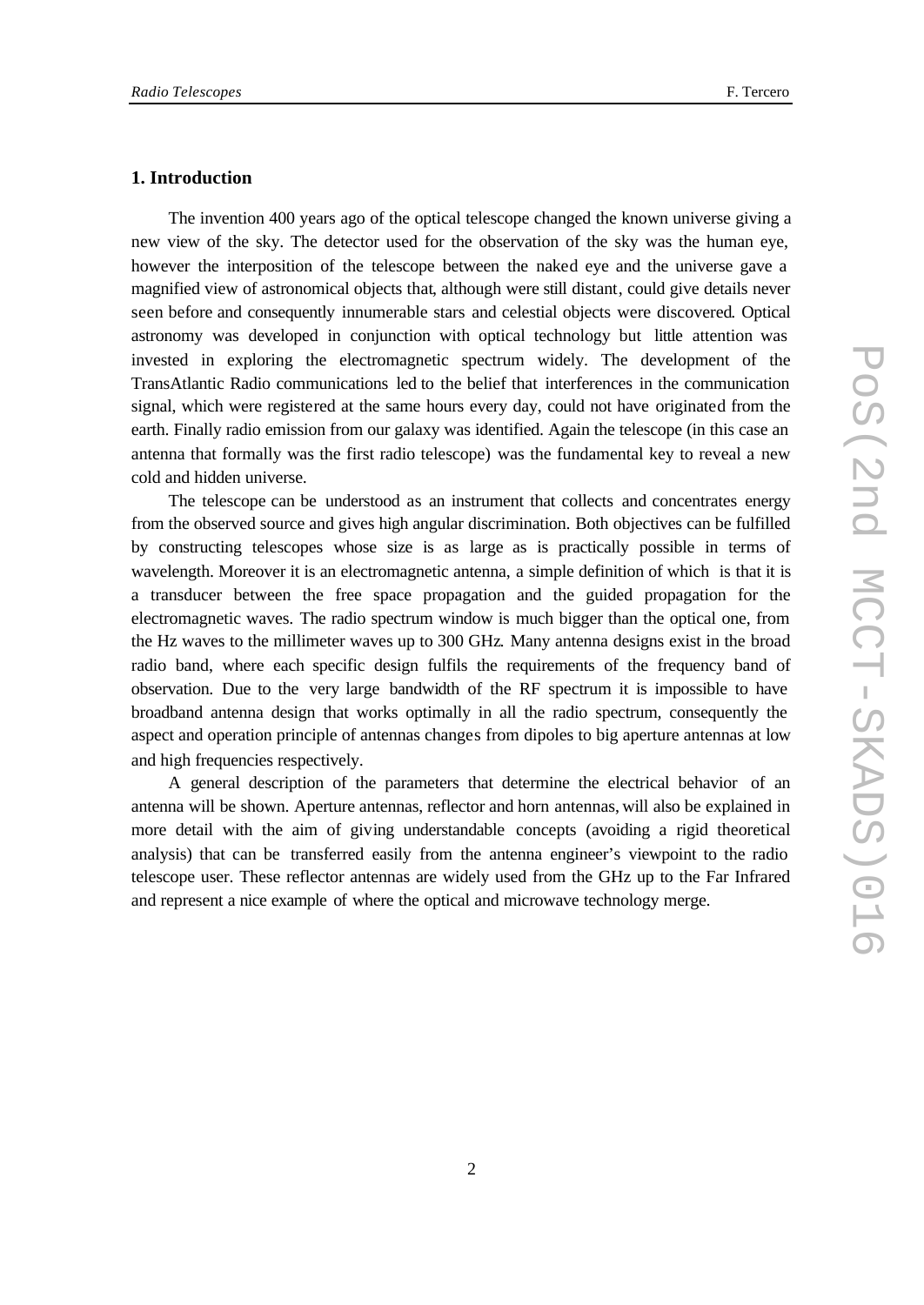## 1. Introduction

The invention 400 years ago of the optical telescope changed the known universe giving a new view of the sky. The detector used for the observation of the sky was the human eye, however the interposition of the telescope between the naked eye and the universe gave a magnified view of astronomical objects that, although were still distant, could give details never seen before and consequently innumerable stars and celestial objects were discovered. Optical astronomy was developed in conjunction with optical technology but little attention was invested in exploring the electromagnetic spectrum widely. The development of the TransAtlantic Radio communications led to the belief that interferences in the communication signal, which were registered at the same hours every day, could not have originated from the earth. Finally radio emission from our galaxy was identified. Again the telescope (in this case an antenna that formally was the first radio telescope) was the fundamental key to reveal a new cold and hidden universe.

The telescope can be understood as an instrument that collects and concentrates energy from the observed source and gives high angular discrimination. Both objectives can be fulfilled by constructing telescopes whose size is as large as is practically possible in terms of wavelength. Moreover it is an electromagnetic antenna, a simple definition of which is that it is a transducer between the free space propagation and the guided propagation for the electromagnetic waves. The radio spectrum window is much bigger than the optical one, from the Hz waves to the millimeter waves up to 300 GHz. Many antenna designs exist in the broad radio band, where each specific design fulfils the requirements of the frequency band of observation. Due to the very large bandwidth of the RF spectrum it is impossible to have broadband antenna design that works optimally in all the radio spectrum, consequently the aspect and operation principle of antennas changes from dipoles to big aperture antennas at low and high frequencies respectively.

A general description of the parameters that determine the electrical behavior of an antenna will be shown. Aperture antennas, reflector and horn antennas, will also be explained in more detail with the aim of giving understandable concepts (avoiding a rigid theoretical analysis) that can be transferred easily from the antenna engineer's viewpoint to the radio telescope user. These reflector antennas are widely used from the GHz up to the Far Infrared and represent a nice example of where the optical and microwave technology merge.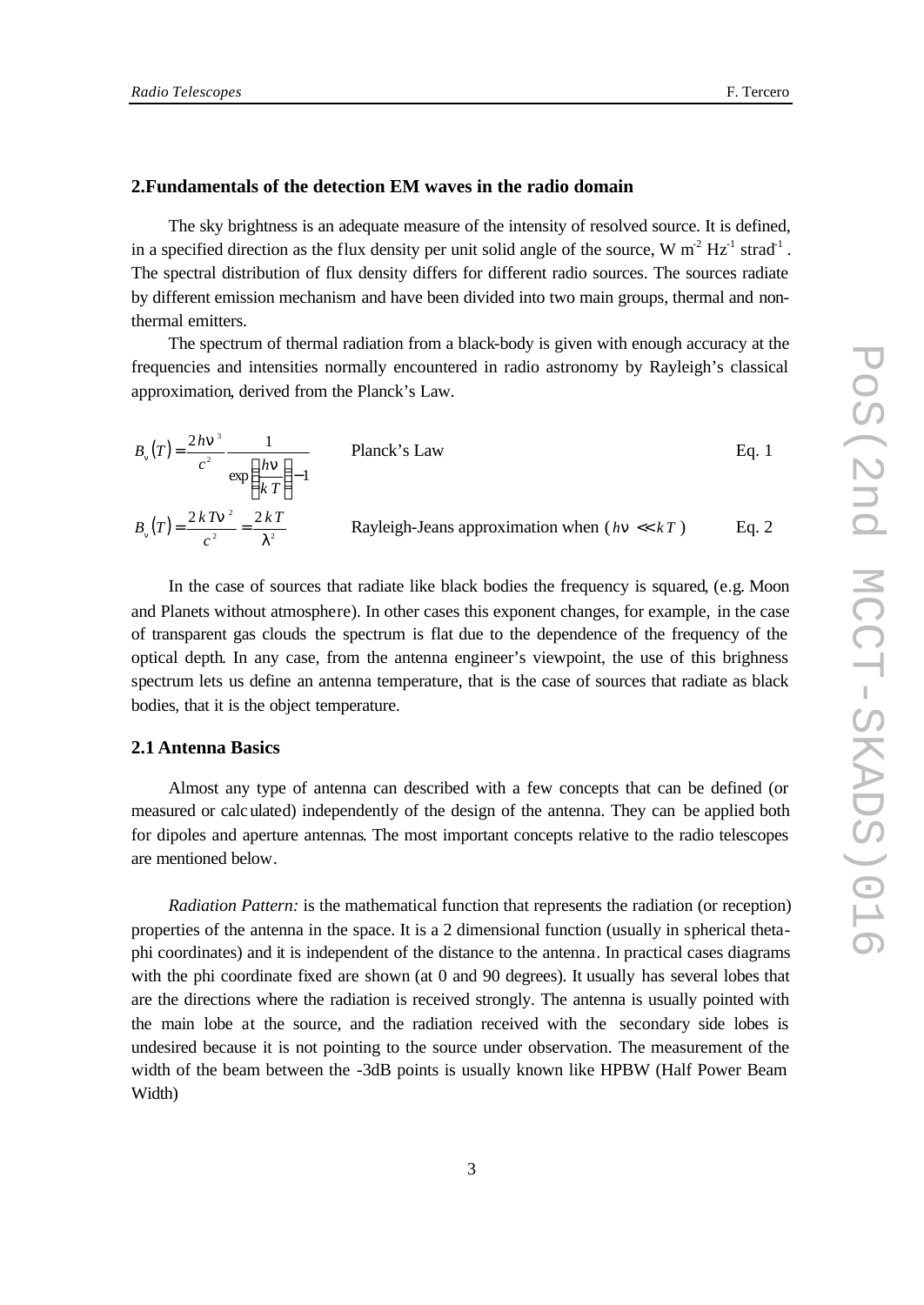## 2.Fundamentals of the detection EM waves in the radio domain

The sky brightness is an adequate measure of the intensity of resolved source. It is defined, in a specified direction as the flux density per unit solid angle of the source, W m$^{-2}$ Hz$^{-1}$ strad$^{-1}$. The spectral distribution of flux density differs for different radio sources. The sources radiate by different emission mechanism and have been divided into two main groups, thermal and non-thermal emitters.

The spectrum of thermal radiation from a black-body is given with enough accuracy at the frequencies and intensities normally encountered in radio astronomy by Rayleigh's classical approximation, derived from the Planck's Law.

$$B_\nu(T) = \frac{2h\nu^3}{c^2}\frac{1}{\exp\left(\frac{h\nu}{kT}\right)-1} \qquad \text{Planck's Law} \qquad \text{Eq. 1}$$

$$B_\nu(T) = \frac{2kT\nu^2}{c^2} = \frac{2kT}{\lambda^2} \qquad \text{Rayleigh-Jeans approximation when } (h\nu \ll kT) \qquad \text{Eq. 2}$$

In the case of sources that radiate like black bodies the frequency is squared, (e.g. Moon and Planets without atmosphere). In other cases this exponent changes, for example, in the case of transparent gas clouds the spectrum is flat due to the dependence of the frequency of the optical depth. In any case, from the antenna engineer's viewpoint, the use of this brighness spectrum lets us define an antenna temperature, that is the case of sources that radiate as black bodies, that it is the object temperature.

### 2.1 Antenna Basics

Almost any type of antenna can described with a few concepts that can be defined (or measured or calculated) independently of the design of the antenna. They can be applied both for dipoles and aperture antennas. The most important concepts relative to the radio telescopes are mentioned below.

*Radiation Pattern:* is the mathematical function that represents the radiation (or reception) properties of the antenna in the space. It is a 2 dimensional function (usually in spherical theta-phi coordinates) and it is independent of the distance to the antenna. In practical cases diagrams with the phi coordinate fixed are shown (at 0 and 90 degrees). It usually has several lobes that are the directions where the radiation is received strongly. The antenna is usually pointed with the main lobe at the source, and the radiation received with the secondary side lobes is undesired because it is not pointing to the source under observation. The measurement of the width of the beam between the -3dB points is usually known like HPBW (Half Power Beam Width)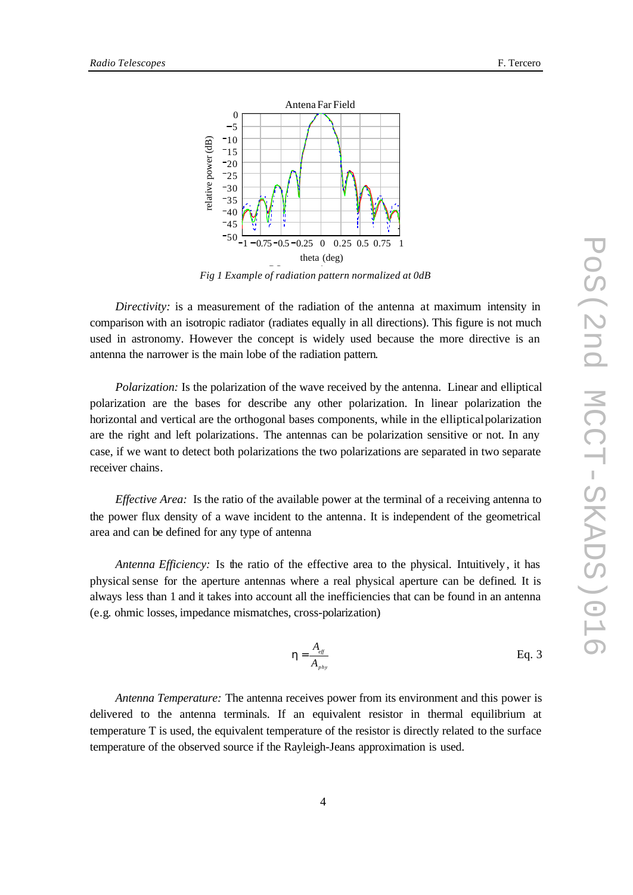*Fig 1 Example of radiation pattern normalized at 0dB*

*Directivity:* is a measurement of the radiation of the antenna at maximum intensity in comparison with an isotropic radiator (radiates equally in all directions). This figure is not much used in astronomy. However the concept is widely used because the more directive is an antenna the narrower is the main lobe of the radiation pattern.

*Polarization:* Is the polarization of the wave received by the antenna. Linear and elliptical polarization are the bases for describe any other polarization. In linear polarization the horizontal and vertical are the orthogonal bases components, while in the elliptical polarization are the right and left polarizations. The antennas can be polarization sensitive or not. In any case, if we want to detect both polarizations the two polarizations are separated in two separate receiver chains.

*Effective Area:* Is the ratio of the available power at the terminal of a receiving antenna to the power flux density of a wave incident to the antenna. It is independent of the geometrical area and can be defined for any type of antenna

*Antenna Efficiency:* Is the ratio of the effective area to the physical. Intuitively, it has physical sense for the aperture antennas where a real physical aperture can be defined. It is always less than 1 and it takes into account all the inefficiencies that can be found in an antenna (e.g. ohmic losses, impedance mismatches, cross-polarization)

$$\eta = \frac{A_{eff}}{A_{phy}} \qquad \text{Eq. 3}$$

*Antenna Temperature:* The antenna receives power from its environment and this power is delivered to the antenna terminals. If an equivalent resistor in thermal equilibrium at temperature T is used, the equivalent temperature of the resistor is directly related to the surface temperature of the observed source if the Rayleigh-Jeans approximation is used.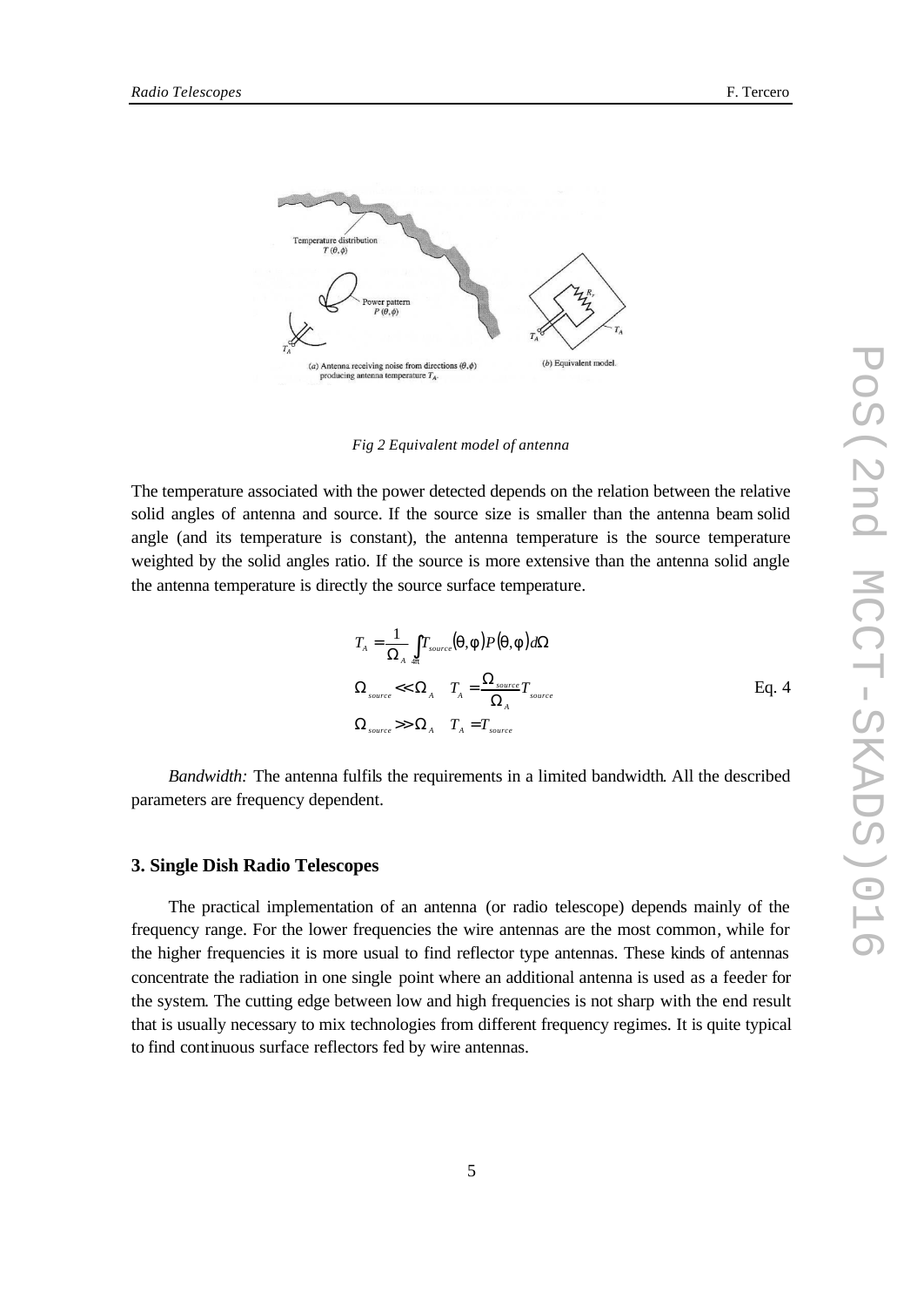*Fig 2 Equivalent model of antenna*

The temperature associated with the power detected depends on the relation between the relative solid angles of antenna and source. If the source size is smaller than the antenna beam solid angle (and its temperature is constant), the antenna temperature is the source temperature weighted by the solid angles ratio. If the source is more extensive than the antenna solid angle the antenna temperature is directly the source surface temperature.

$$
\begin{aligned}
&T_A = \frac{1}{\Omega_A} \int_{4\pi} T_{source}(\theta,\phi) P(\theta,\phi) d\Omega \\
&\Omega_{source} \ll \Omega_A \quad T_A = \frac{\Omega_{source}}{\Omega_A} T_{source} \\
&\Omega_{source} \gg \Omega_A \quad T_A = T_{source}
\end{aligned}
\qquad \text{Eq. 4}
$$

*Bandwidth:* The antenna fulfils the requirements in a limited bandwidth. All the described parameters are frequency dependent.

### 3. Single Dish Radio Telescopes

The practical implementation of an antenna (or radio telescope) depends mainly of the frequency range. For the lower frequencies the wire antennas are the most common, while for the higher frequencies it is more usual to find reflector type antennas. These kinds of antennas concentrate the radiation in one single point where an additional antenna is used as a feeder for the system. The cutting edge between low and high frequencies is not sharp with the end result that is usually necessary to mix technologies from different frequency regimes. It is quite typical to find continuous surface reflectors fed by wire antennas.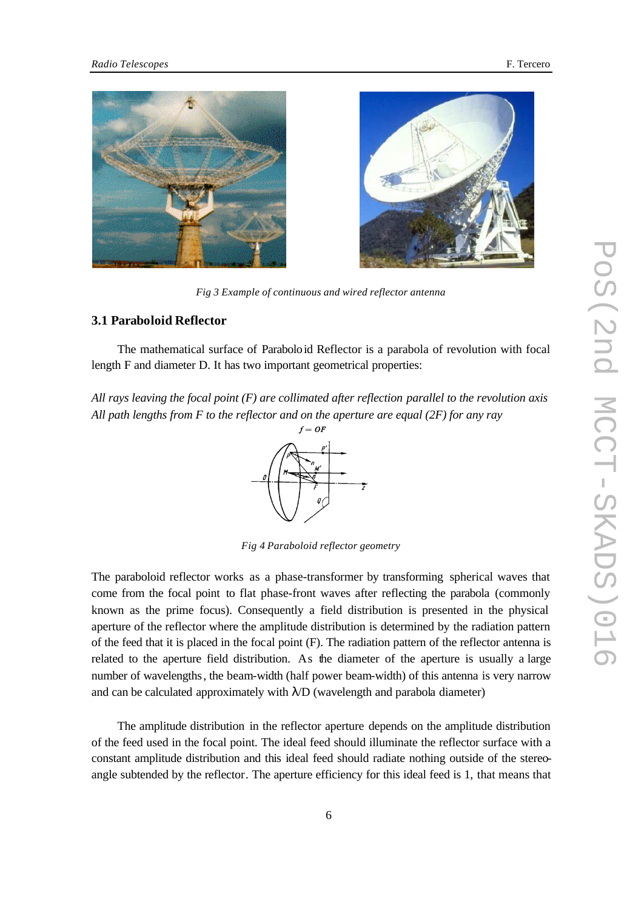*Fig 3 Example of continuous and wired reflector antenna*

### 3.1 Paraboloid Reflector

The mathematical surface of Paraboloid Reflector is a parabola of revolution with focal length F and diameter D. It has two important geometrical properties:

*All rays leaving the focal point (F) are collimated after reflection parallel to the revolution axis*
*All path lengths from F to the reflector and on the aperture are equal (2F) for any ray*

*Fig 4 Paraboloid reflector geometry*

The paraboloid reflector works as a phase-transformer by transforming spherical waves that come from the focal point to flat phase-front waves after reflecting the parabola (commonly known as the prime focus). Consequently a field distribution is presented in the physical aperture of the reflector where the amplitude distribution is determined by the radiation pattern of the feed that it is placed in the focal point (F). The radiation pattern of the reflector antenna is related to the aperture field distribution. As the diameter of the aperture is usually a large number of wavelengths, the beam-width (half power beam-width) of this antenna is very narrow and can be calculated approximately with $\lambda/D$ (wavelength and parabola diameter)

The amplitude distribution in the reflector aperture depends on the amplitude distribution of the feed used in the focal point. The ideal feed should illuminate the reflector surface with a constant amplitude distribution and this ideal feed should radiate nothing outside of the stereo-angle subtended by the reflector. The aperture efficiency for this ideal feed is 1, that means that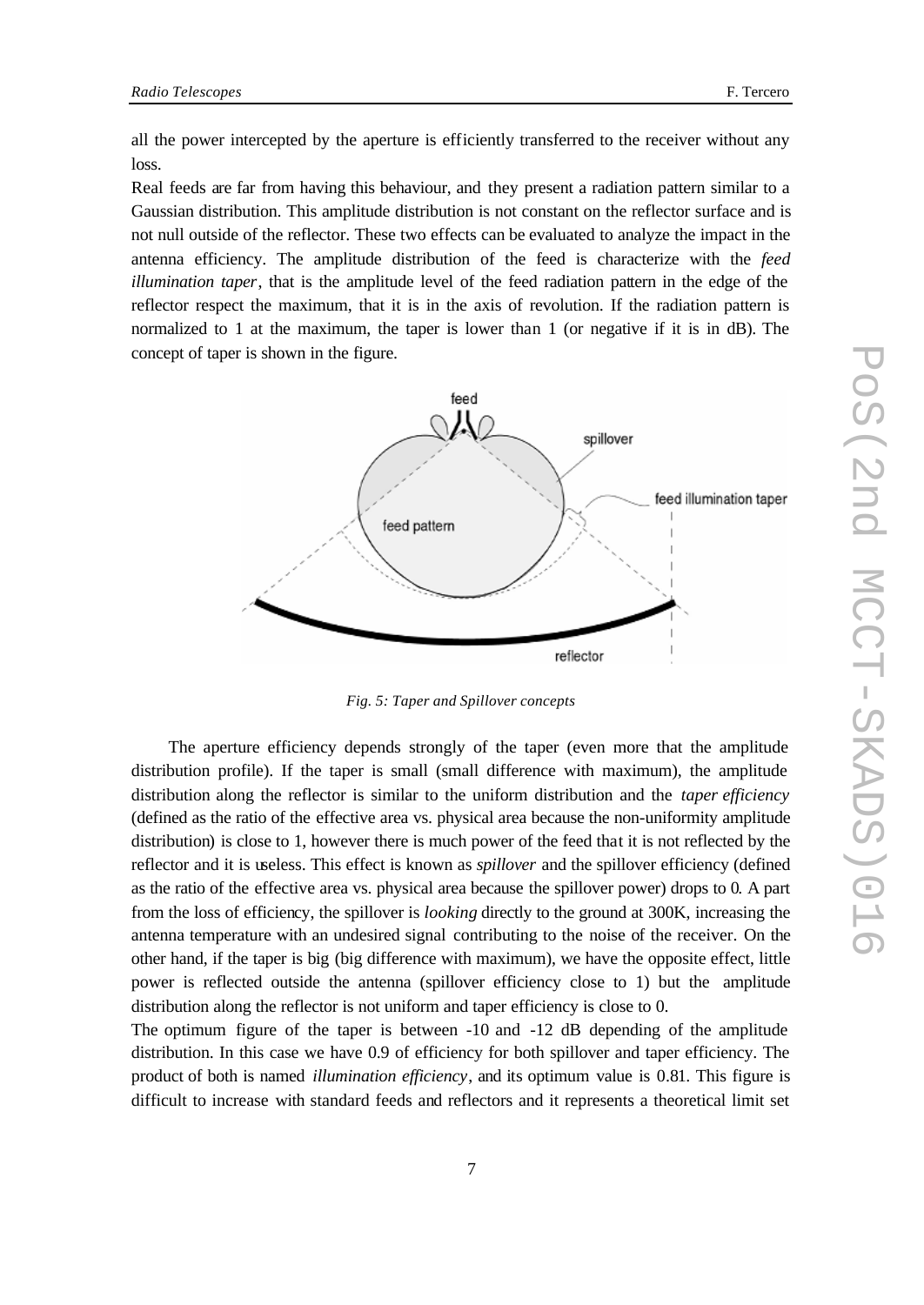all the power intercepted by the aperture is efficiently transferred to the receiver without any loss.

Real feeds are far from having this behaviour, and they present a radiation pattern similar to a Gaussian distribution. This amplitude distribution is not constant on the reflector surface and is not null outside of the reflector. These two effects can be evaluated to analyze the impact in the antenna efficiency. The amplitude distribution of the feed is characterize with the *feed illumination taper*, that is the amplitude level of the feed radiation pattern in the edge of the reflector respect the maximum, that it is in the axis of revolution. If the radiation pattern is normalized to 1 at the maximum, the taper is lower than 1 (or negative if it is in dB). The concept of taper is shown in the figure.

*Fig. 5: Taper and Spillover concepts*

The aperture efficiency depends strongly of the taper (even more that the amplitude distribution profile). If the taper is small (small difference with maximum), the amplitude distribution along the reflector is similar to the uniform distribution and the *taper efficiency* (defined as the ratio of the effective area vs. physical area because the non-uniformity amplitude distribution) is close to 1, however there is much power of the feed that it is not reflected by the reflector and it is useless. This effect is known as *spillover* and the spillover efficiency (defined as the ratio of the effective area vs. physical area because the spillover power) drops to 0. A part from the loss of efficiency, the spillover is *looking* directly to the ground at 300K, increasing the antenna temperature with an undesired signal contributing to the noise of the receiver. On the other hand, if the taper is big (big difference with maximum), we have the opposite effect, little power is reflected outside the antenna (spillover efficiency close to 1) but the amplitude distribution along the reflector is not uniform and taper efficiency is close to 0.

The optimum figure of the taper is between -10 and -12 dB depending of the amplitude distribution. In this case we have 0.9 of efficiency for both spillover and taper efficiency. The product of both is named *illumination efficiency*, and its optimum value is 0.81. This figure is difficult to increase with standard feeds and reflectors and it represents a theoretical limit set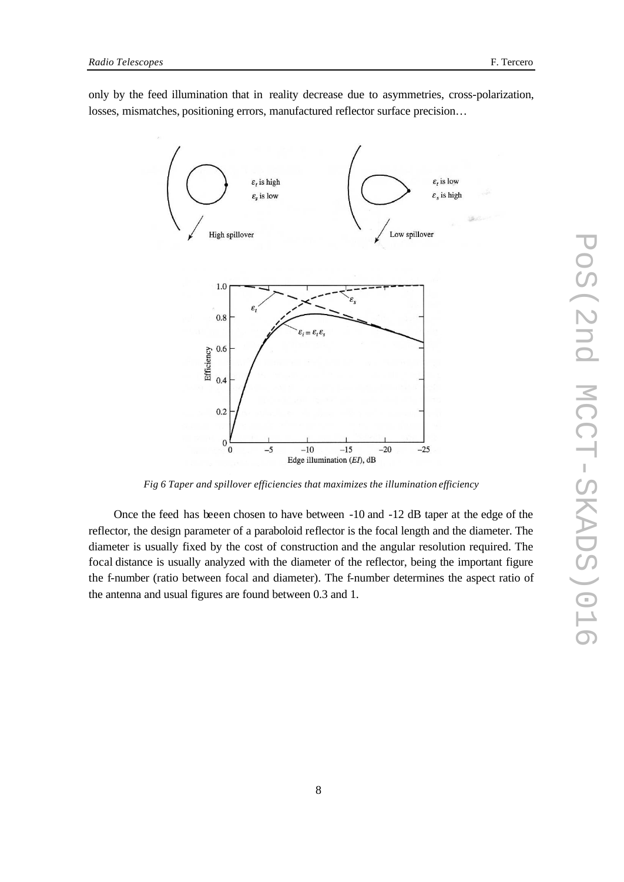only by the feed illumination that in reality decrease due to asymmetries, cross-polarization, losses, mismatches, positioning errors, manufactured reflector surface precision…

*Fig 6 Taper and spillover efficiencies that maximizes the illumination efficiency*

Once the feed has beeen chosen to have between -10 and -12 dB taper at the edge of the reflector, the design parameter of a paraboloid reflector is the focal length and the diameter. The diameter is usually fixed by the cost of construction and the angular resolution required. The focal distance is usually analyzed with the diameter of the reflector, being the important figure the f-number (ratio between focal and diameter). The f-number determines the aspect ratio of the antenna and usual figures are found between 0.3 and 1.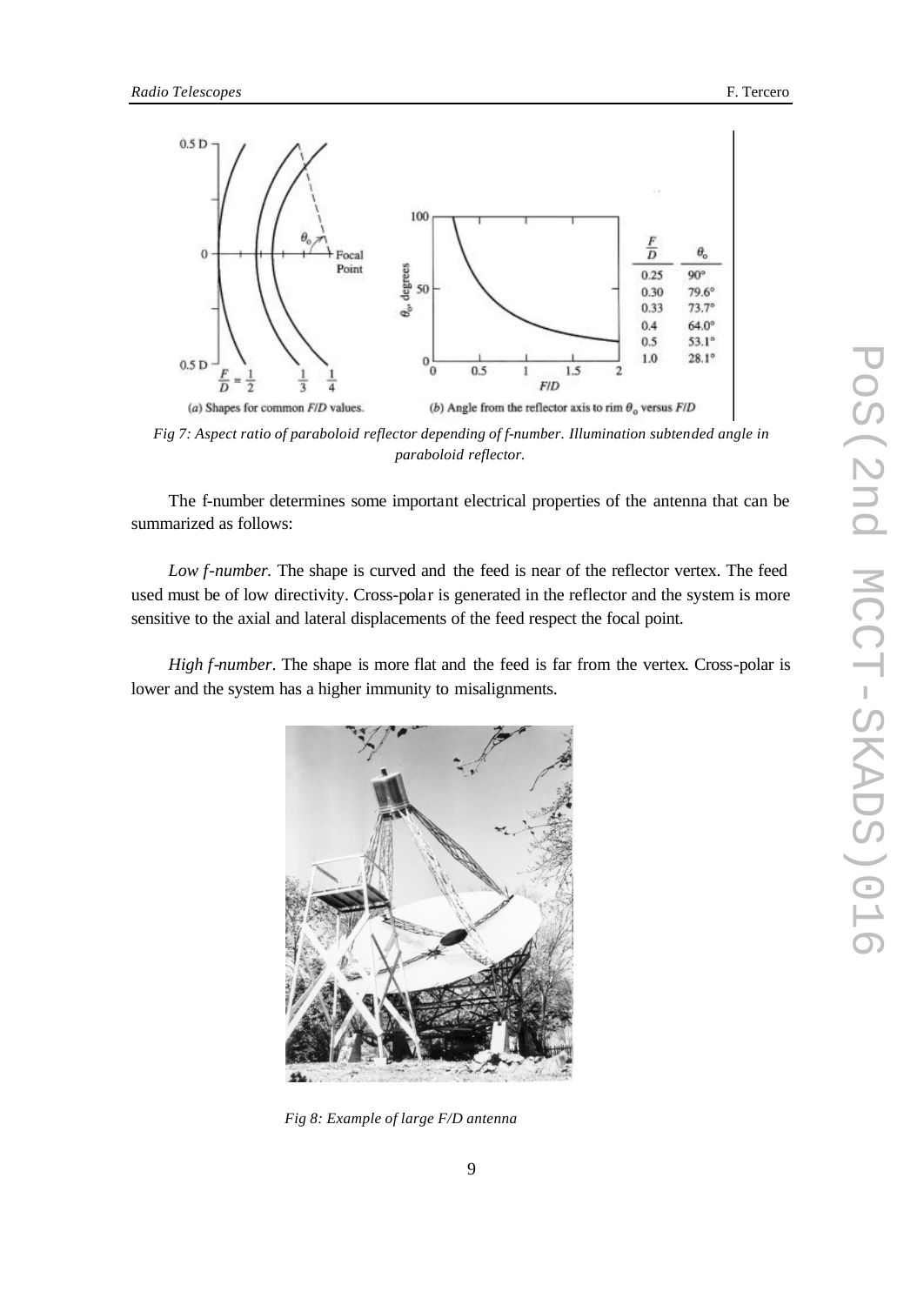*Fig 7: Aspect ratio of paraboloid reflector depending of f-number. Illumination subtended angle in paraboloid reflector.*

The f-number determines some important electrical properties of the antenna that can be summarized as follows:

*Low f-number.* The shape is curved and the feed is near of the reflector vertex. The feed used must be of low directivity. Cross-polar is generated in the reflector and the system is more sensitive to the axial and lateral displacements of the feed respect the focal point.

*High f-number*. The shape is more flat and the feed is far from the vertex. Cross-polar is lower and the system has a higher immunity to misalignments.

*Fig 8: Example of large F/D antenna*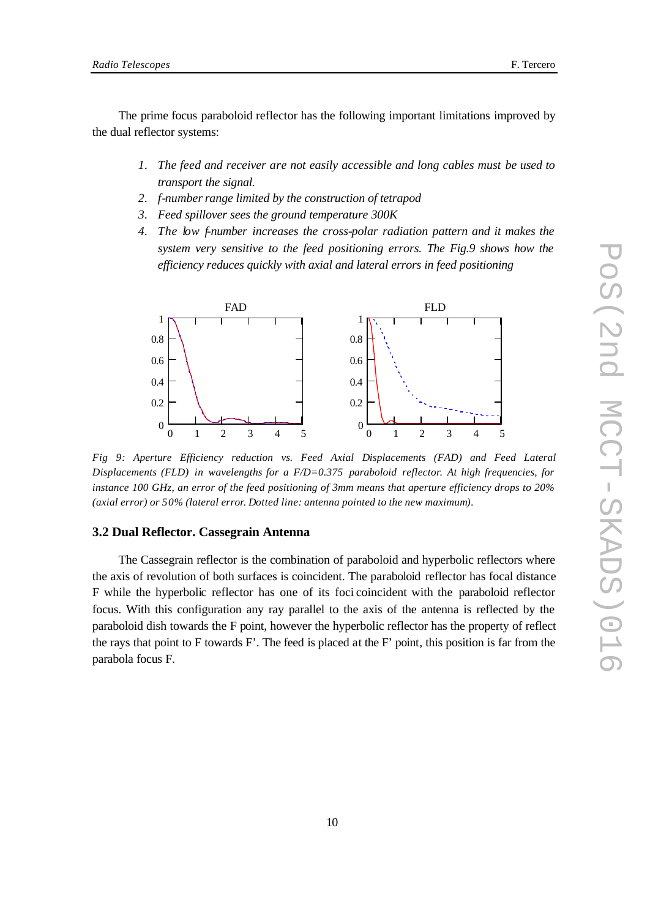The prime focus paraboloid reflector has the following important limitations improved by the dual reflector systems:

1. *The feed and receiver are not easily accessible and long cables must be used to transport the signal.*
2. *f-number range limited by the construction of tetrapod*
3. *Feed spillover sees the ground temperature 300K*
4. *The low f-number increases the cross-polar radiation pattern and it makes the system very sensitive to the feed positioning errors. The Fig.9 shows how the efficiency reduces quickly with axial and lateral errors in feed positioning*

*Fig 9: Aperture Efficiency reduction vs. Feed Axial Displacements (FAD) and Feed Lateral Displacements (FLD) in wavelengths for a F/D=0.375 paraboloid reflector. At high frequencies, for instance 100 GHz, an error of the feed positioning of 3mm means that aperture efficiency drops to 20% (axial error) or 50% (lateral error. Dotted line: antenna pointed to the new maximum).*

### 3.2 Dual Reflector. Cassegrain Antenna

The Cassegrain reflector is the combination of paraboloid and hyperbolic reflectors where the axis of revolution of both surfaces is coincident. The paraboloid reflector has focal distance F while the hyperbolic reflector has one of its foci coincident with the paraboloid reflector focus. With this configuration any ray parallel to the axis of the antenna is reflected by the paraboloid dish towards the F point, however the hyperbolic reflector has the property of reflect the rays that point to F towards F'. The feed is placed at the F' point, this position is far from the parabola focus F.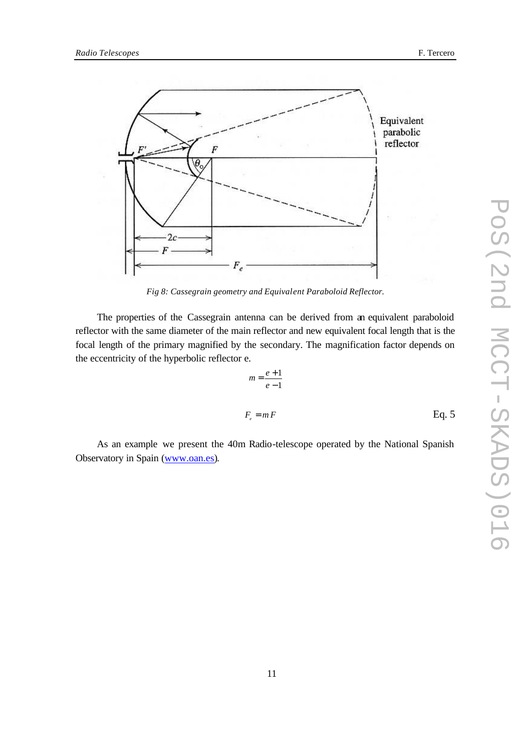*Fig 8: Cassegrain geometry and Equivalent Paraboloid Reflector.*

The properties of the Cassegrain antenna can be derived from an equivalent paraboloid reflector with the same diameter of the main reflector and new equivalent focal length that is the focal length of the primary magnified by the secondary. The magnification factor depends on the eccentricity of the hyperbolic reflector e.

$$m = \frac{e+1}{e-1}$$

$$F_e = mF \qquad \text{Eq. 5}$$

As an example we present the 40m Radio-telescope operated by the National Spanish Observatory in Spain (www.oan.es).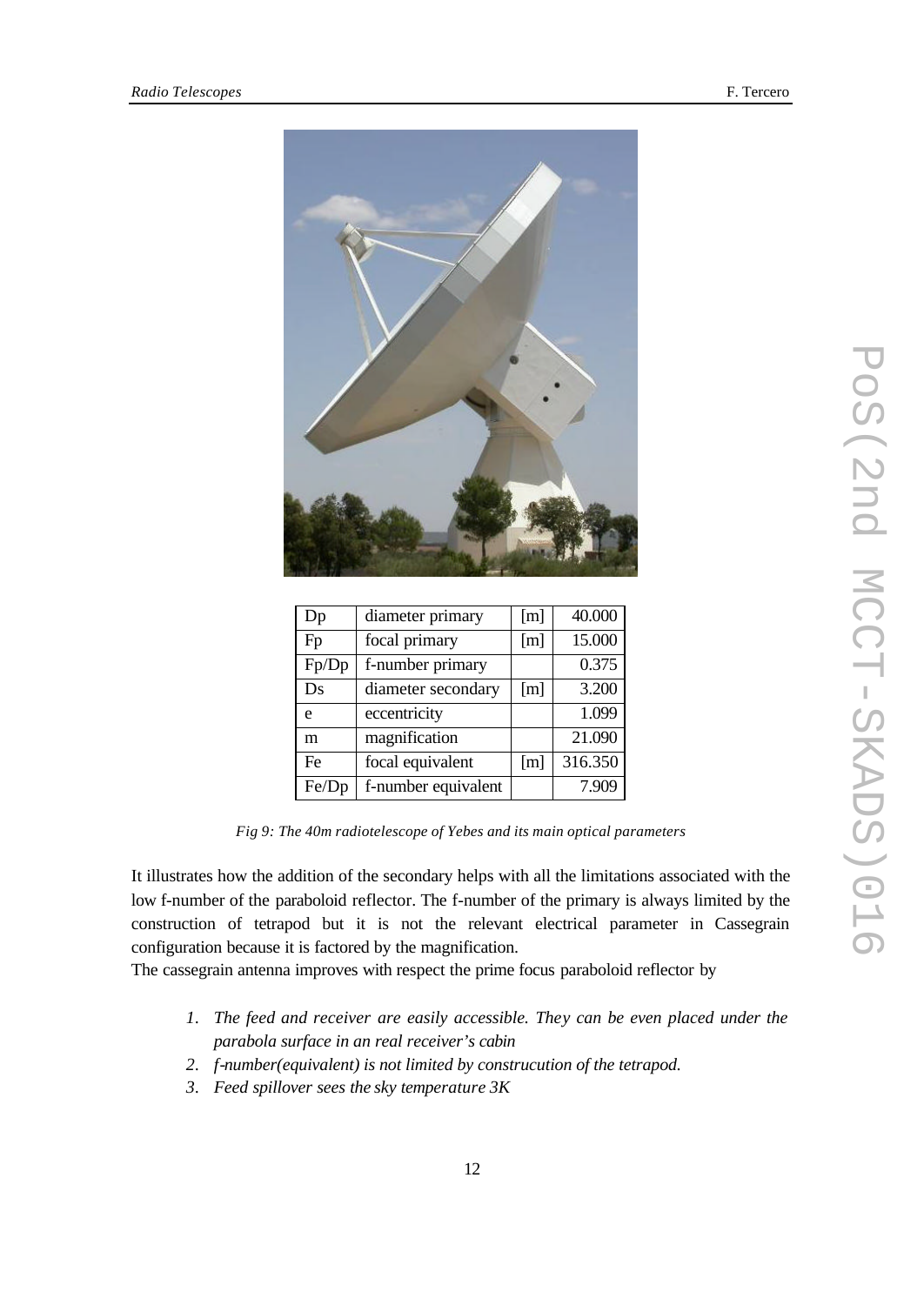| Dp | diameter primary | [m] | 40.000 |
|---|---|---|---|
| Fp | focal primary | [m] | 15.000 |
| Fp/Dp | f-number primary | | 0.375 |
| Ds | diameter secondary | [m] | 3.200 |
| e | eccentricity | | 1.099 |
| m | magnification | | 21.090 |
| Fe | focal equivalent | [m] | 316.350 |
| Fe/Dp | f-number equivalent | | 7.909 |

*Fig 9: The 40m radiotelescope of Yebes and its main optical parameters*

It illustrates how the addition of the secondary helps with all the limitations associated with the low f-number of the paraboloid reflector. The f-number of the primary is always limited by the construction of tetrapod but it is not the relevant electrical parameter in Cassegrain configuration because it is factored by the magnification.
The cassegrain antenna improves with respect the prime focus paraboloid reflector by

1. *The feed and receiver are easily accessible. They can be even placed under the parabola surface in an real receiver's cabin*
2. *f-number(equivalent) is not limited by construcution of the tetrapod.*
3. *Feed spillover sees the sky temperature 3K*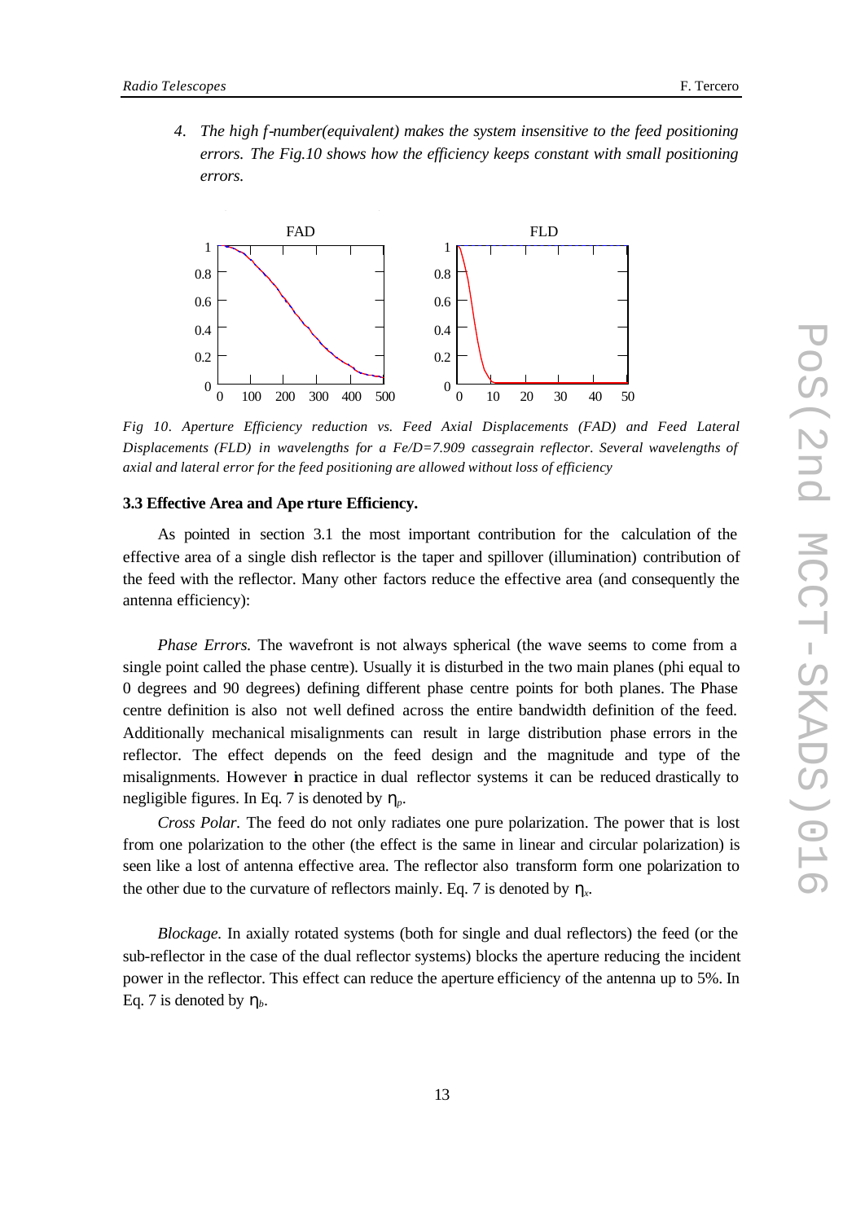4. *The high f-number(equivalent) makes the system insensitive to the feed positioning errors. The Fig.10 shows how the efficiency keeps constant with small positioning errors.*

*Fig 10. Aperture Efficiency reduction vs. Feed Axial Displacements (FAD) and Feed Lateral Displacements (FLD) in wavelengths for a Fe/D=7.909 cassegrain reflector. Several wavelengths of axial and lateral error for the feed positioning are allowed without loss of efficiency*

### 3.3 Effective Area and Ape rture Efficiency.

As pointed in section 3.1 the most important contribution for the calculation of the effective area of a single dish reflector is the taper and spillover (illumination) contribution of the feed with the reflector. Many other factors reduce the effective area (and consequently the antenna efficiency):

*Phase Errors.* The wavefront is not always spherical (the wave seems to come from a single point called the phase centre). Usually it is disturbed in the two main planes (phi equal to 0 degrees and 90 degrees) defining different phase centre points for both planes. The Phase centre definition is also not well defined across the entire bandwidth definition of the feed. Additionally mechanical misalignments can result in large distribution phase errors in the reflector. The effect depends on the feed design and the magnitude and type of the misalignments. However in practice in dual reflector systems it can be reduced drastically to negligible figures. In Eq. 7 is denoted by $\eta_p$.

*Cross Polar.* The feed do not only radiates one pure polarization. The power that is lost from one polarization to the other (the effect is the same in linear and circular polarization) is seen like a lost of antenna effective area. The reflector also transform form one polarization to the other due to the curvature of reflectors mainly. Eq. 7 is denoted by $\eta_x$.

*Blockage.* In axially rotated systems (both for single and dual reflectors) the feed (or the sub-reflector in the case of the dual reflector systems) blocks the aperture reducing the incident power in the reflector. This effect can reduce the aperture efficiency of the antenna up to 5%. In Eq. 7 is denoted by $\eta_b$.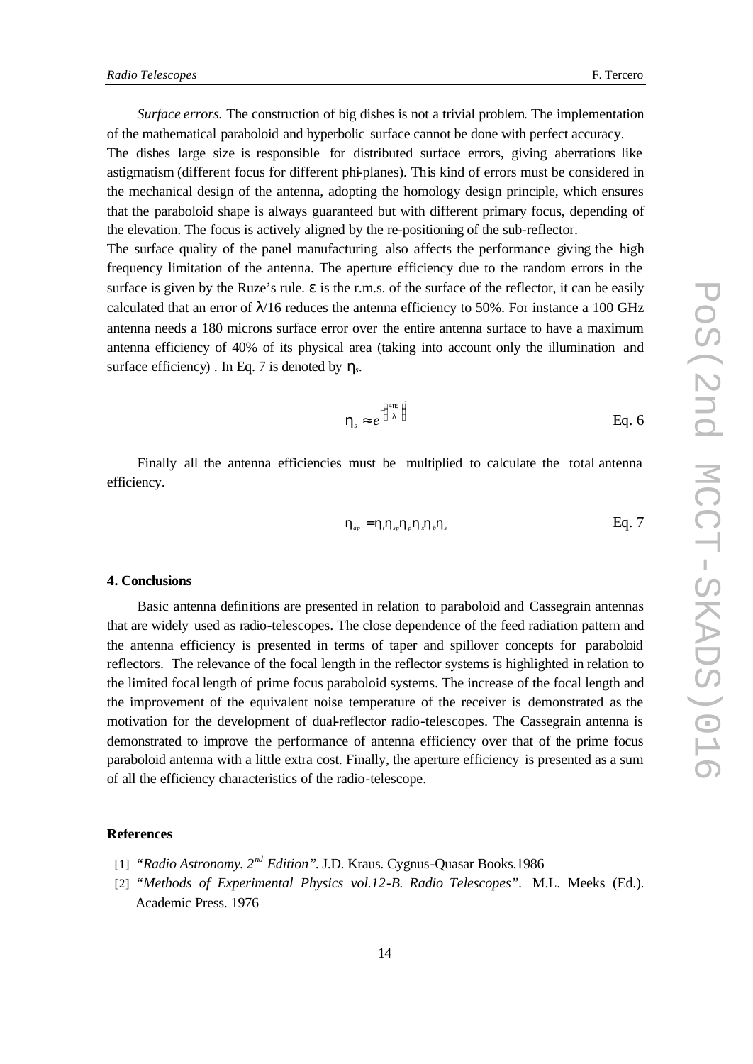*Surface errors.* The construction of big dishes is not a trivial problem. The implementation of the mathematical paraboloid and hyperbolic surface cannot be done with perfect accuracy.

The dishes large size is responsible for distributed surface errors, giving aberrations like astigmatism (different focus for different phi-planes). This kind of errors must be considered in the mechanical design of the antenna, adopting the homology design principle, which ensures that the paraboloid shape is always guaranteed but with different primary focus, depending of the elevation. The focus is actively aligned by the re-positioning of the sub-reflector.

The surface quality of the panel manufacturing also affects the performance giving the high frequency limitation of the antenna. The aperture efficiency due to the random errors in the surface is given by the Ruze's rule. $\varepsilon$ is the r.m.s. of the surface of the reflector, it can be easily calculated that an error of $\lambda/16$ reduces the antenna efficiency to 50%. For instance a 100 GHz antenna needs a 180 microns surface error over the entire antenna surface to have a maximum antenna efficiency of 40% of its physical area (taking into account only the illumination and surface efficiency) . In Eq. 7 is denoted by $\eta_s$.

$$\eta_s \approx e^{-\left(\frac{4\pi\varepsilon}{\lambda}\right)^2} \qquad \text{Eq. 6}$$

Finally all the antenna efficiencies must be multiplied to calculate the total antenna efficiency.

$$\eta_{ap} = \eta_t \eta_{sp} \eta_p \eta_x \eta_b \eta_s \qquad \text{Eq. 7}$$

## 4. Conclusions

Basic antenna definitions are presented in relation to paraboloid and Cassegrain antennas that are widely used as radio-telescopes. The close dependence of the feed radiation pattern and the antenna efficiency is presented in terms of taper and spillover concepts for paraboloid reflectors. The relevance of the focal length in the reflector systems is highlighted in relation to the limited focal length of prime focus paraboloid systems. The increase of the focal length and the improvement of the equivalent noise temperature of the receiver is demonstrated as the motivation for the development of dual-reflector radio-telescopes. The Cassegrain antenna is demonstrated to improve the performance of antenna efficiency over that of the prime focus paraboloid antenna with a little extra cost. Finally, the aperture efficiency is presented as a sum of all the efficiency characteristics of the radio-telescope.

## References

[1] *"Radio Astronomy. 2nd Edition"*. J.D. Kraus. Cygnus-Quasar Books.1986

[2] *"Methods of Experimental Physics vol.12-B. Radio Telescopes"*. M.L. Meeks (Ed.). Academic Press. 1976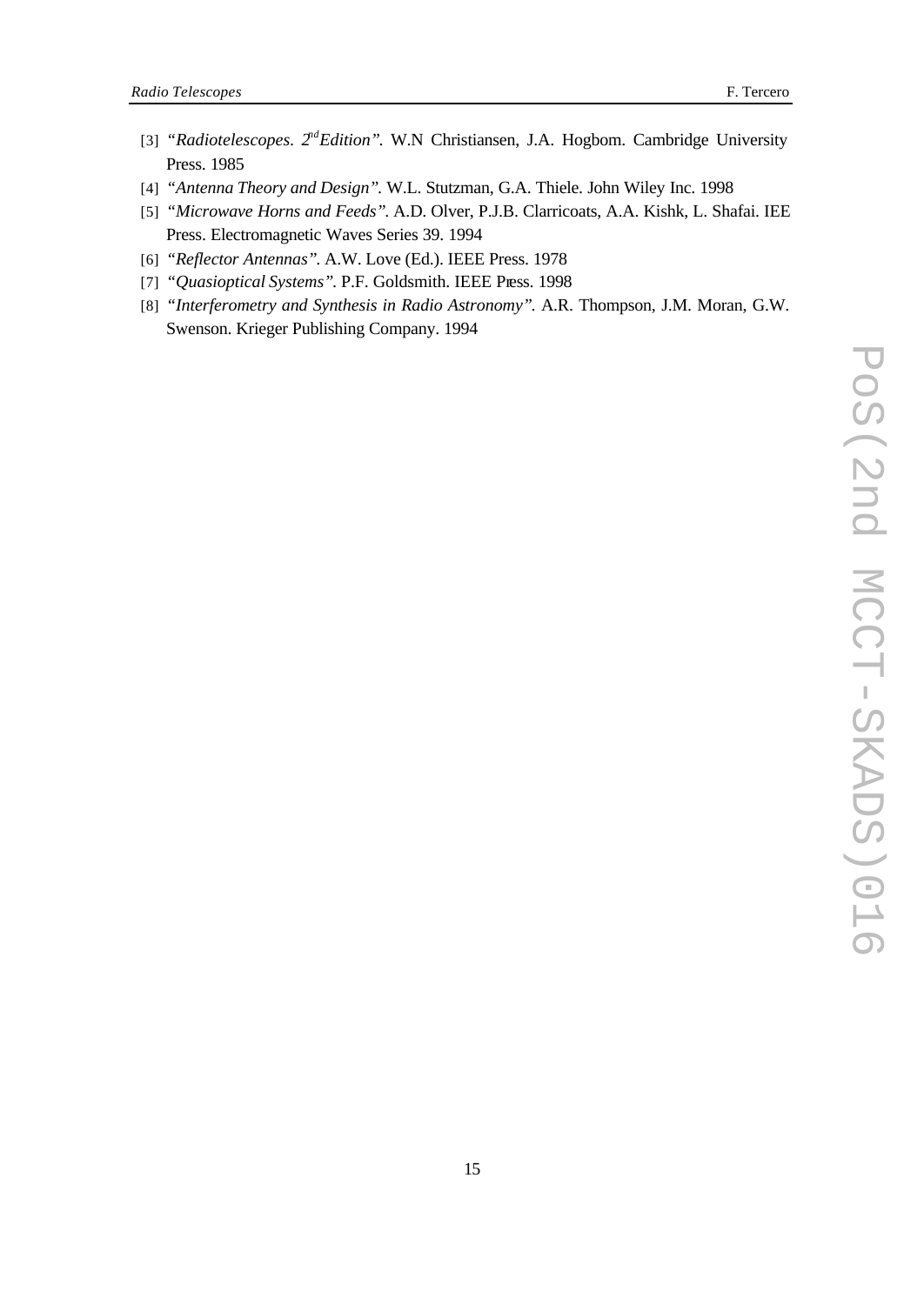[3] *"Radiotelescopes. 2nd Edition".* W.N Christiansen, J.A. Hogbom. Cambridge University Press. 1985

[4] *"Antenna Theory and Design".* W.L. Stutzman, G.A. Thiele. John Wiley Inc. 1998

[5] *"Microwave Horns and Feeds".* A.D. Olver, P.J.B. Clarricoats, A.A. Kishk, L. Shafai. IEE Press. Electromagnetic Waves Series 39. 1994

[6] *"Reflector Antennas".* A.W. Love (Ed.). IEEE Press. 1978

[7] *"Quasioptical Systems".* P.F. Goldsmith. IEEE Press. 1998

[8] *"Interferometry and Synthesis in Radio Astronomy".* A.R. Thompson, J.M. Moran, G.W. Swenson. Krieger Publishing Company. 1994